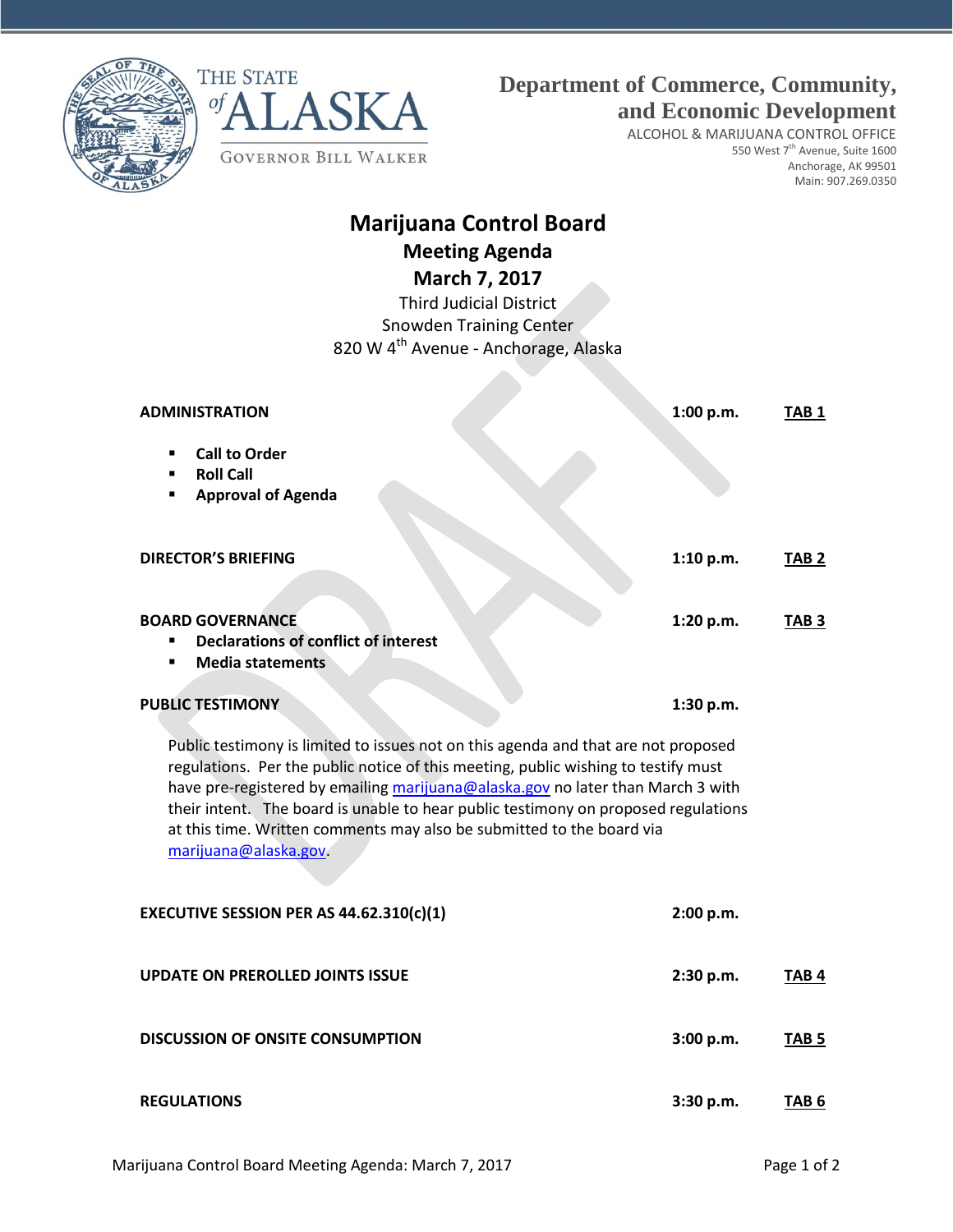THE STATE of ALASKA

GOVERNOR BILL WALKER

**Department of Commerce, Community, and Economic Development**

ALCOHOL & MARIJUANA CONTROL OFFICE
550 West 7th Avenue, Suite 1600
Anchorage, AK 99501
Main: 907.269.0350

# Marijuana Control Board

## Meeting Agenda

## March 7, 2017

Third Judicial District
Snowden Training Center
820 W 4th Avenue - Anchorage, Alaska

DRAFT

| | | |
|---|---|---|
| **ADMINISTRATION** | **1:00 p.m.** | **TAB 1** |
| ▪ **Call to Order**<br>▪ **Roll Call**<br>▪ **Approval of Agenda** | | |
| **DIRECTOR'S BRIEFING** | **1:10 p.m.** | **TAB 2** |
| **BOARD GOVERNANCE**<br>▪ **Declarations of conflict of interest**<br>▪ **Media statements** | **1:20 p.m.** | **TAB 3** |
| **PUBLIC TESTIMONY** | **1:30 p.m.** | |

Public testimony is limited to issues not on this agenda and that are not proposed regulations. Per the public notice of this meeting, public wishing to testify must have pre-registered by emailing marijuana@alaska.gov no later than March 3 with their intent. The board is unable to hear public testimony on proposed regulations at this time. Written comments may also be submitted to the board via marijuana@alaska.gov.

| | | |
|---|---|---|
| **EXECUTIVE SESSION PER AS 44.62.310(c)(1)** | **2:00 p.m.** | |
| **UPDATE ON PREROLLED JOINTS ISSUE** | **2:30 p.m.** | **TAB 4** |
| **DISCUSSION OF ONSITE CONSUMPTION** | **3:00 p.m.** | **TAB 5** |
| **REGULATIONS** | **3:30 p.m.** | **TAB 6** |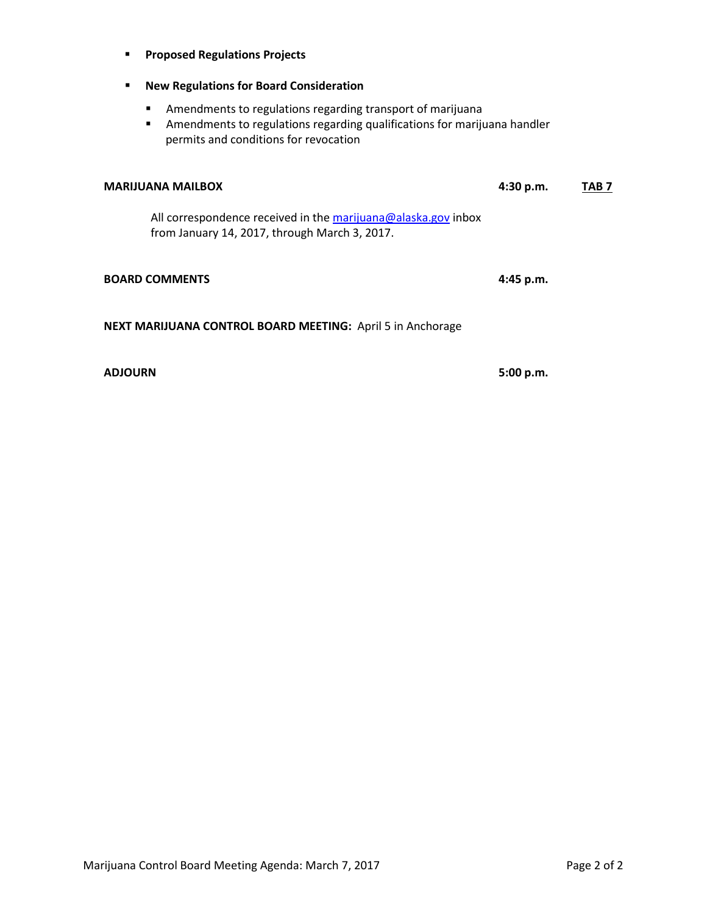- **Proposed Regulations Projects**
- **New Regulations for Board Consideration**
  - Amendments to regulations regarding transport of marijuana
  - Amendments to regulations regarding qualifications for marijuana handler permits and conditions for revocation

**MARIJUANA MAILBOX** **4:30 p.m.** **TAB 7**

All correspondence received in the [marijuana@alaska.gov](mailto:marijuana@alaska.gov) inbox from January 14, 2017, through March 3, 2017.

**BOARD COMMENTS** **4:45 p.m.**

**NEXT MARIJUANA CONTROL BOARD MEETING:** April 5 in Anchorage

**ADJOURN** **5:00 p.m.**